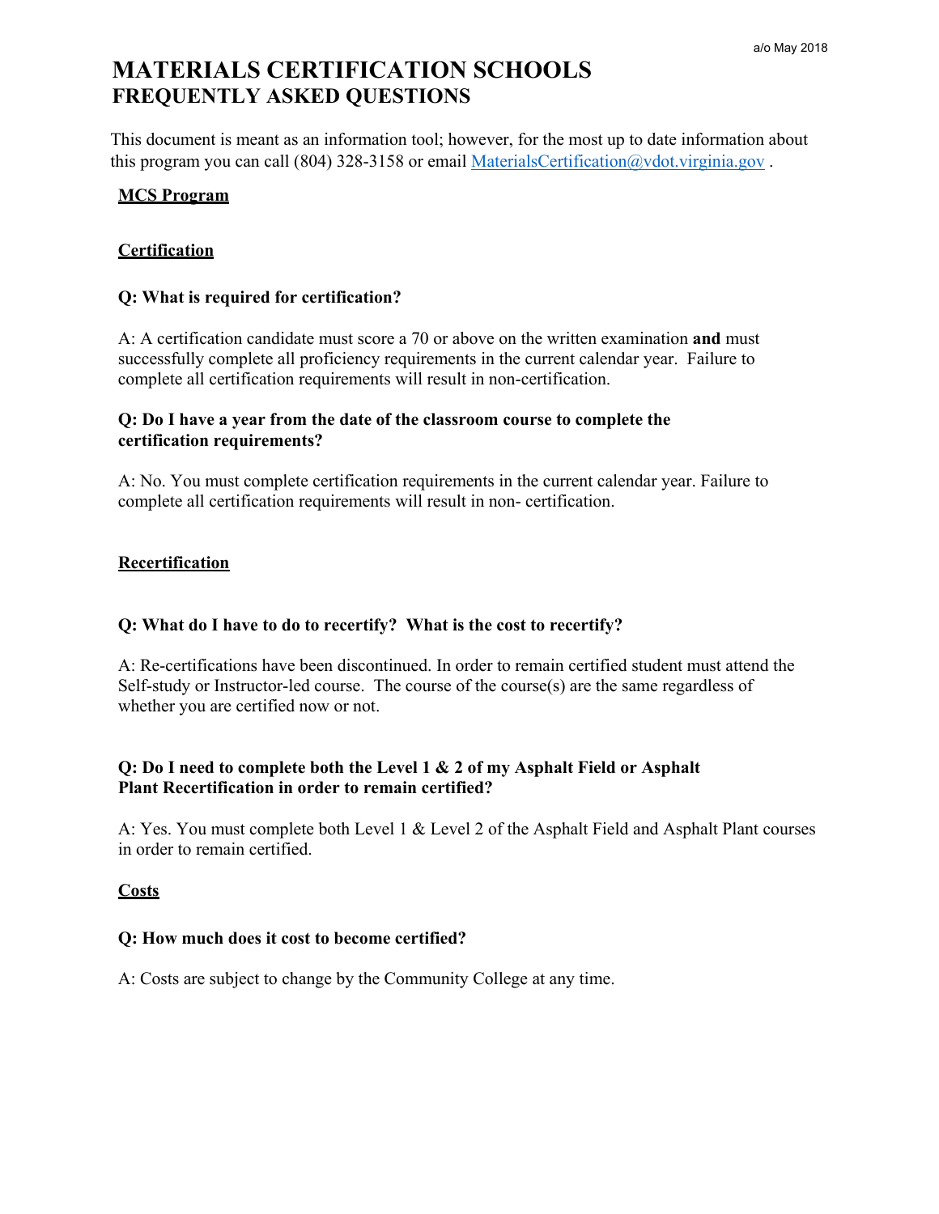a/o May 2018

# MATERIALS CERTIFICATION SCHOOLS
## FREQUENTLY ASKED QUESTIONS

This document is meant as an information tool; however, for the most up to date information about this program you can call (804) 328-3158 or email MaterialsCertification@vdot.virginia.gov .

### MCS Program

### Certification

**Q: What is required for certification?**

A: A certification candidate must score a 70 or above on the written examination **and** must successfully complete all proficiency requirements in the current calendar year. Failure to complete all certification requirements will result in non-certification.

**Q: Do I have a year from the date of the classroom course to complete the certification requirements?**

A: No. You must complete certification requirements in the current calendar year. Failure to complete all certification requirements will result in non- certification.

### Recertification

**Q: What do I have to do to recertify? What is the cost to recertify?**

A: Re-certifications have been discontinued. In order to remain certified student must attend the Self-study or Instructor-led course. The course of the course(s) are the same regardless of whether you are certified now or not.

**Q: Do I need to complete both the Level 1 & 2 of my Asphalt Field or Asphalt Plant Recertification in order to remain certified?**

A: Yes. You must complete both Level 1 & Level 2 of the Asphalt Field and Asphalt Plant courses in order to remain certified.

### Costs

**Q: How much does it cost to become certified?**

A: Costs are subject to change by the Community College at any time.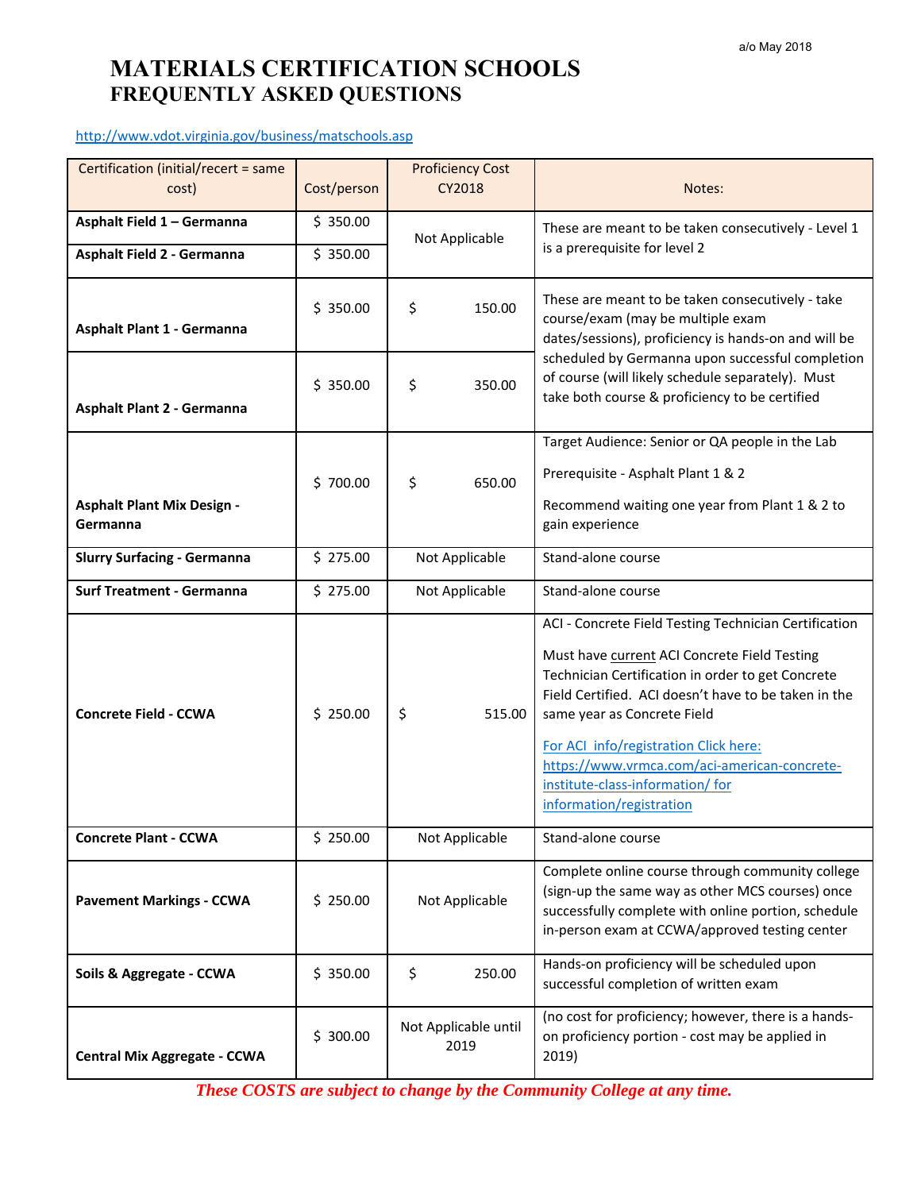a/o May 2018

# MATERIALS CERTIFICATION SCHOOLS
## FREQUENTLY ASKED QUESTIONS

http://www.vdot.virginia.gov/business/matschools.asp

| Certification (initial/recert = same cost) | Cost/person | Proficiency Cost CY2018 | Notes: |
|---|---|---|---|
| **Asphalt Field 1 – Germanna** | $ 350.00 | Not Applicable | These are meant to be taken consecutively - Level 1 is a prerequisite for level 2 |
| **Asphalt Field 2 - Germanna** | $ 350.00 | | |
| **Asphalt Plant 1 - Germanna** | $ 350.00 | $ 150.00 | These are meant to be taken consecutively - take course/exam (may be multiple exam dates/sessions), proficiency is hands-on and will be scheduled by Germanna upon successful completion of course (will likely schedule separately). Must take both course & proficiency to be certified |
| **Asphalt Plant 2 - Germanna** | $ 350.00 | $ 350.00 | |
| **Asphalt Plant Mix Design - Germanna** | $ 700.00 | $ 650.00 | Target Audience: Senior or QA people in the Lab<br><br>Prerequisite - Asphalt Plant 1 & 2<br><br>Recommend waiting one year from Plant 1 & 2 to gain experience |
| **Slurry Surfacing - Germanna** | $ 275.00 | Not Applicable | Stand-alone course |
| **Surf Treatment - Germanna** | $ 275.00 | Not Applicable | Stand-alone course |
| **Concrete Field - CCWA** | $ 250.00 | $ 515.00 | ACI - Concrete Field Testing Technician Certification<br><br>Must have current ACI Concrete Field Testing Technician Certification in order to get Concrete Field Certified. ACI doesn't have to be taken in the same year as Concrete Field<br><br>For ACI info/registration Click here: https://www.vrmca.com/aci-american-concrete-institute-class-information/ for information/registration |
| **Concrete Plant - CCWA** | $ 250.00 | Not Applicable | Stand-alone course |
| **Pavement Markings - CCWA** | $ 250.00 | Not Applicable | Complete online course through community college (sign-up the same way as other MCS courses) once successfully complete with online portion, schedule in-person exam at CCWA/approved testing center |
| **Soils & Aggregate - CCWA** | $ 350.00 | $ 250.00 | Hands-on proficiency will be scheduled upon successful completion of written exam |
| **Central Mix Aggregate - CCWA** | $ 300.00 | Not Applicable until 2019 | (no cost for proficiency; however, there is a hands-on proficiency portion - cost may be applied in 2019) |

***These COSTS are subject to change by the Community College at any time.***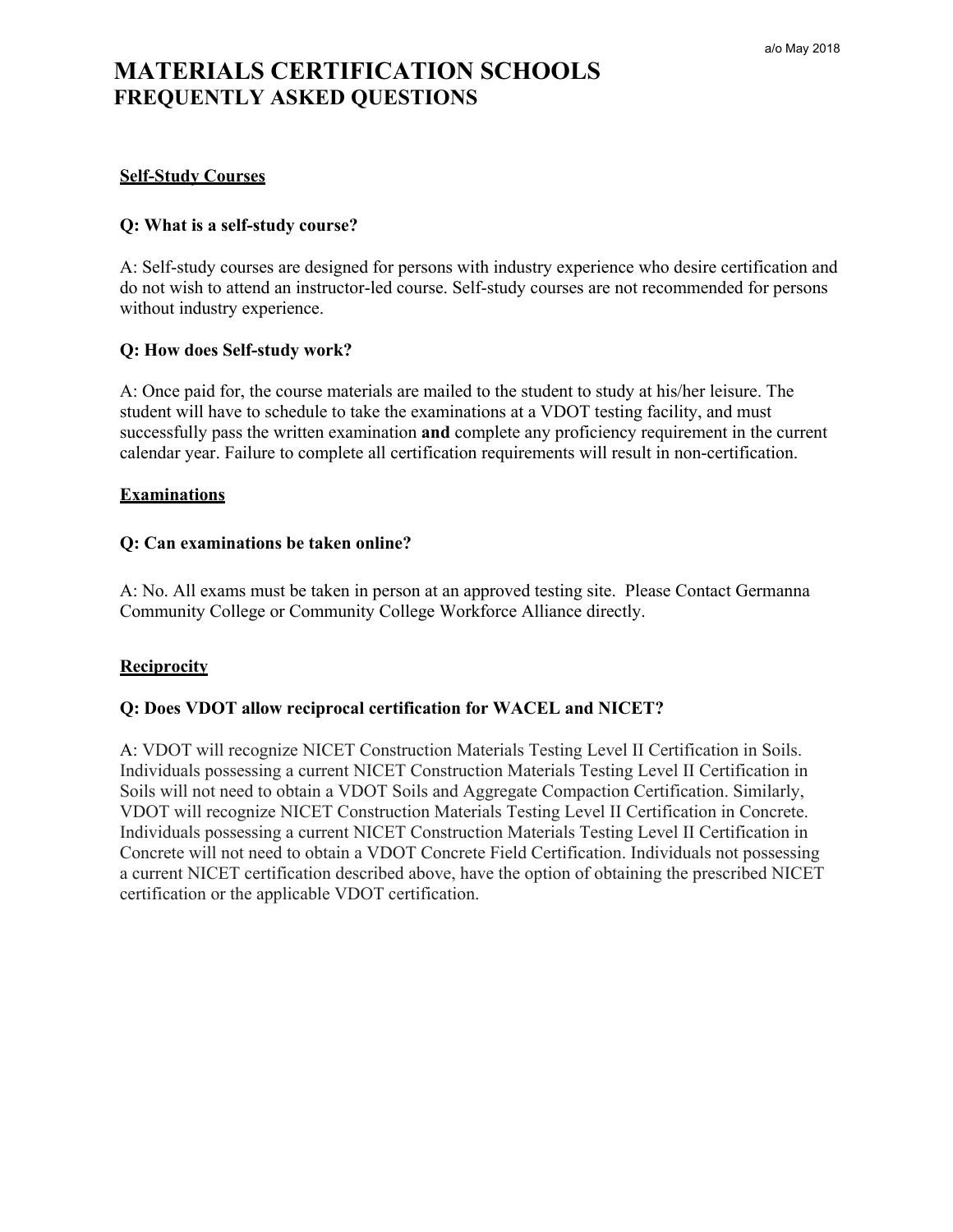a/o May 2018

# MATERIALS CERTIFICATION SCHOOLS
## FREQUENTLY ASKED QUESTIONS

### Self-Study Courses

**Q: What is a self-study course?**

A: Self-study courses are designed for persons with industry experience who desire certification and do not wish to attend an instructor-led course. Self-study courses are not recommended for persons without industry experience.

**Q: How does Self-study work?**

A: Once paid for, the course materials are mailed to the student to study at his/her leisure. The student will have to schedule to take the examinations at a VDOT testing facility, and must successfully pass the written examination **and** complete any proficiency requirement in the current calendar year. Failure to complete all certification requirements will result in non-certification.

### Examinations

**Q: Can examinations be taken online?**

A: No. All exams must be taken in person at an approved testing site. Please Contact Germanna Community College or Community College Workforce Alliance directly.

### Reciprocity

**Q: Does VDOT allow reciprocal certification for WACEL and NICET?**

A: VDOT will recognize NICET Construction Materials Testing Level II Certification in Soils. Individuals possessing a current NICET Construction Materials Testing Level II Certification in Soils will not need to obtain a VDOT Soils and Aggregate Compaction Certification. Similarly, VDOT will recognize NICET Construction Materials Testing Level II Certification in Concrete. Individuals possessing a current NICET Construction Materials Testing Level II Certification in Concrete will not need to obtain a VDOT Concrete Field Certification. Individuals not possessing a current NICET certification described above, have the option of obtaining the prescribed NICET certification or the applicable VDOT certification.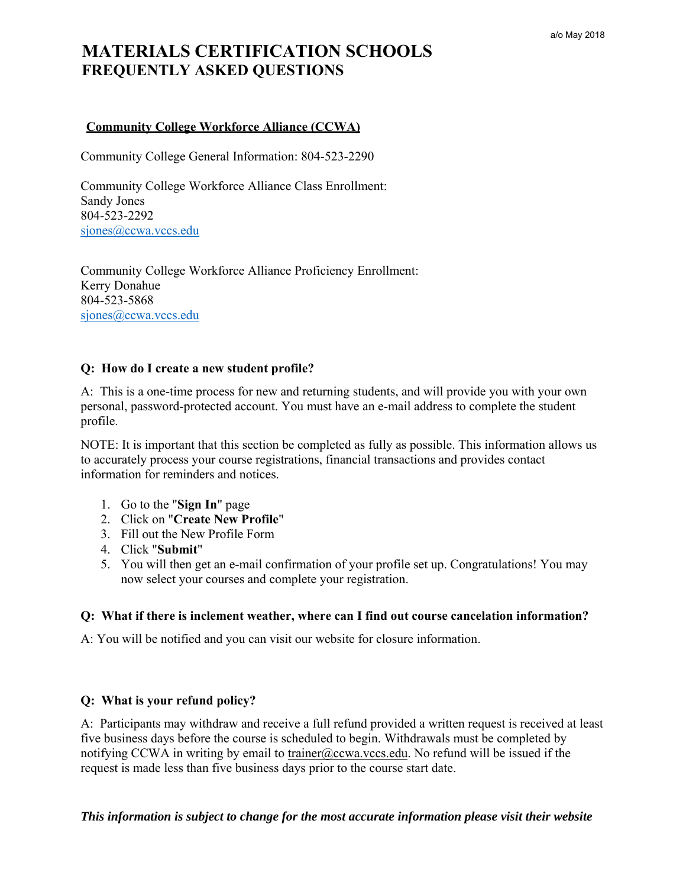a/o May 2018

# MATERIALS CERTIFICATION SCHOOLS
## FREQUENTLY ASKED QUESTIONS

**Community College Workforce Alliance (CCWA)**

Community College General Information: 804-523-2290

Community College Workforce Alliance Class Enrollment:
Sandy Jones
804-523-2292
sjones@ccwa.vccs.edu

Community College Workforce Alliance Proficiency Enrollment:
Kerry Donahue
804-523-5868
sjones@ccwa.vccs.edu

**Q: How do I create a new student profile?**

A: This is a one-time process for new and returning students, and will provide you with your own personal, password-protected account. You must have an e-mail address to complete the student profile.

NOTE: It is important that this section be completed as fully as possible. This information allows us to accurately process your course registrations, financial transactions and provides contact information for reminders and notices.

1. Go to the "**Sign In**" page
2. Click on "**Create New Profile**"
3. Fill out the New Profile Form
4. Click "**Submit**"
5. You will then get an e-mail confirmation of your profile set up. Congratulations! You may now select your courses and complete your registration.

**Q: What if there is inclement weather, where can I find out course cancelation information?**

A: You will be notified and you can visit our website for closure information.

**Q: What is your refund policy?**

A: Participants may withdraw and receive a full refund provided a written request is received at least five business days before the course is scheduled to begin. Withdrawals must be completed by notifying CCWA in writing by email to trainer@ccwa.vccs.edu. No refund will be issued if the request is made less than five business days prior to the course start date.

***This information is subject to change for the most accurate information please visit their website***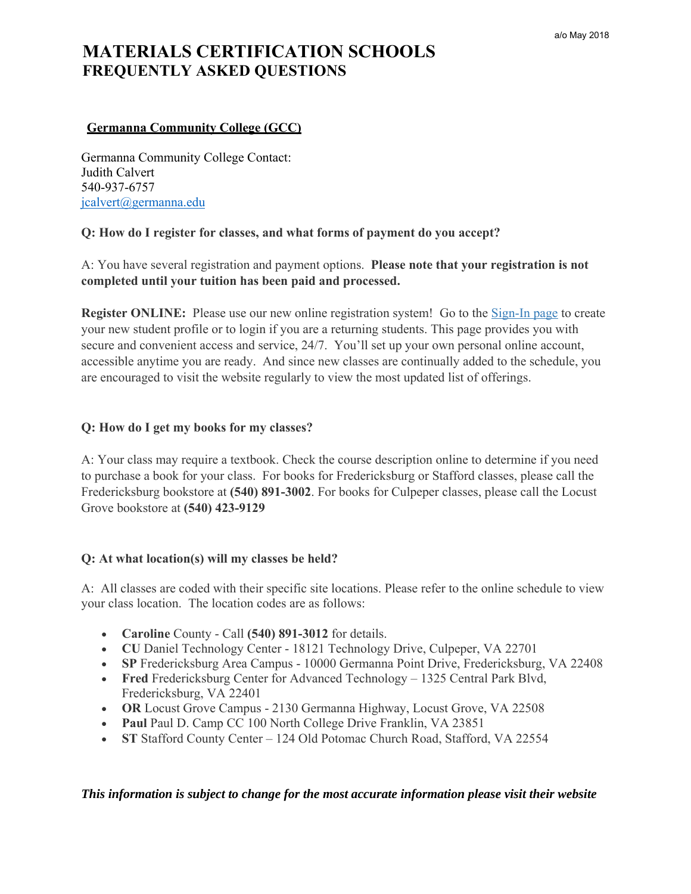a/o May 2018

# MATERIALS CERTIFICATION SCHOOLS
## FREQUENTLY ASKED QUESTIONS

### Germanna Community College (GCC)

Germanna Community College Contact:
Judith Calvert
540-937-6757
jcalvert@germanna.edu

**Q: How do I register for classes, and what forms of payment do you accept?**

A: You have several registration and payment options. **Please note that your registration is not completed until your tuition has been paid and processed.**

**Register ONLINE:** Please use our new online registration system! Go to the Sign-In page to create your new student profile or to login if you are a returning students. This page provides you with secure and convenient access and service, 24/7. You'll set up your own personal online account, accessible anytime you are ready. And since new classes are continually added to the schedule, you are encouraged to visit the website regularly to view the most updated list of offerings.

**Q: How do I get my books for my classes?**

A: Your class may require a textbook. Check the course description online to determine if you need to purchase a book for your class. For books for Fredericksburg or Stafford classes, please call the Fredericksburg bookstore at **(540) 891-3002**. For books for Culpeper classes, please call the Locust Grove bookstore at **(540) 423-9129**

**Q: At what location(s) will my classes be held?**

A: All classes are coded with their specific site locations. Please refer to the online schedule to view your class location. The location codes are as follows:

- **Caroline** County - Call **(540) 891-3012** for details.
- **CU** Daniel Technology Center - 18121 Technology Drive, Culpeper, VA 22701
- **SP** Fredericksburg Area Campus - 10000 Germanna Point Drive, Fredericksburg, VA 22408
- **Fred** Fredericksburg Center for Advanced Technology – 1325 Central Park Blvd, Fredericksburg, VA 22401
- **OR** Locust Grove Campus - 2130 Germanna Highway, Locust Grove, VA 22508
- **Paul** Paul D. Camp CC 100 North College Drive Franklin, VA 23851
- **ST** Stafford County Center – 124 Old Potomac Church Road, Stafford, VA 22554

***This information is subject to change for the most accurate information please visit their website***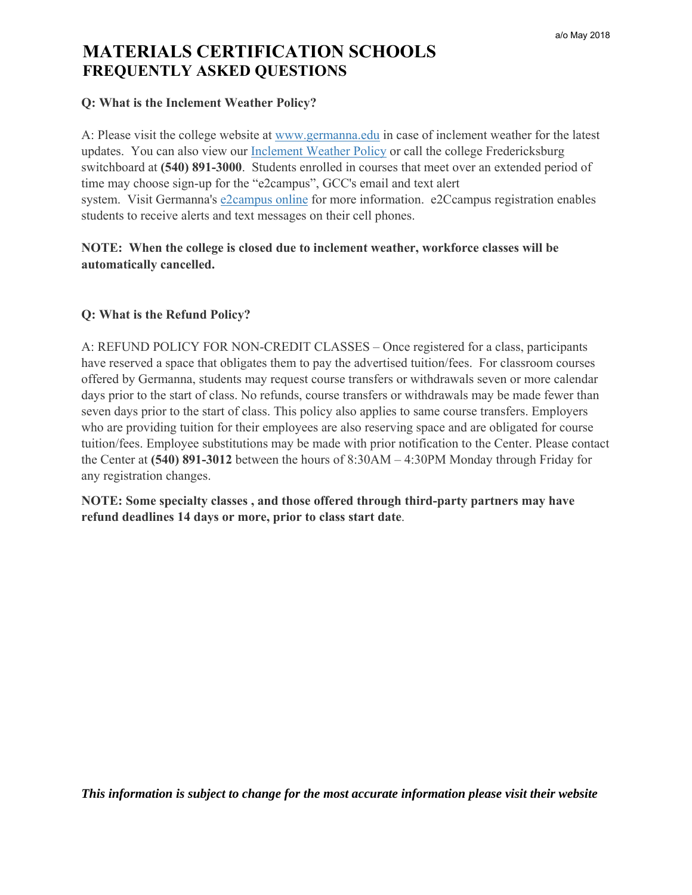a/o May 2018

# MATERIALS CERTIFICATION SCHOOLS
## FREQUENTLY ASKED QUESTIONS

**Q: What is the Inclement Weather Policy?**

A: Please visit the college website at www.germanna.edu in case of inclement weather for the latest updates. You can also view our Inclement Weather Policy or call the college Fredericksburg switchboard at **(540) 891-3000**. Students enrolled in courses that meet over an extended period of time may choose sign-up for the "e2campus", GCC's email and text alert system. Visit Germanna's e2campus online for more information. e2Ccampus registration enables students to receive alerts and text messages on their cell phones.

**NOTE: When the college is closed due to inclement weather, workforce classes will be automatically cancelled.**

**Q: What is the Refund Policy?**

A: REFUND POLICY FOR NON-CREDIT CLASSES – Once registered for a class, participants have reserved a space that obligates them to pay the advertised tuition/fees. For classroom courses offered by Germanna, students may request course transfers or withdrawals seven or more calendar days prior to the start of class. No refunds, course transfers or withdrawals may be made fewer than seven days prior to the start of class. This policy also applies to same course transfers. Employers who are providing tuition for their employees are also reserving space and are obligated for course tuition/fees. Employee substitutions may be made with prior notification to the Center. Please contact the Center at **(540) 891-3012** between the hours of 8:30AM – 4:30PM Monday through Friday for any registration changes.

**NOTE: Some specialty classes , and those offered through third-party partners may have refund deadlines 14 days or more, prior to class start date**.

***This information is subject to change for the most accurate information please visit their website***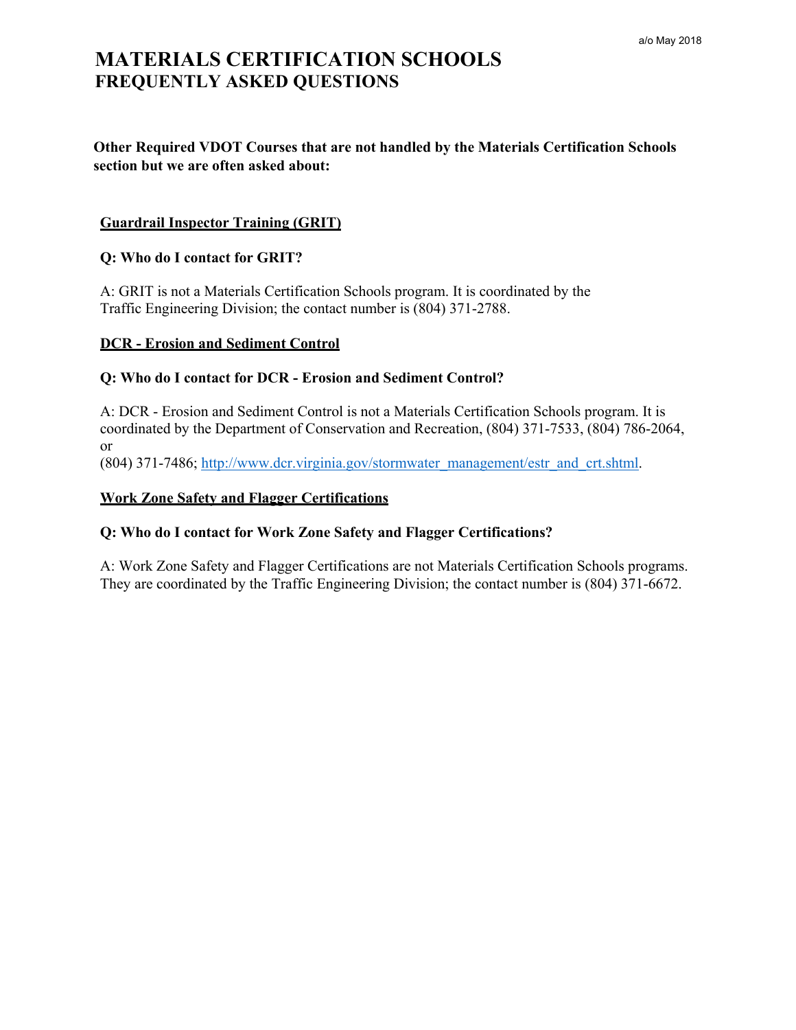a/o May 2018

# MATERIALS CERTIFICATION SCHOOLS
## FREQUENTLY ASKED QUESTIONS

**Other Required VDOT Courses that are not handled by the Materials Certification Schools section but we are often asked about:**

### Guardrail Inspector Training (GRIT)

**Q: Who do I contact for GRIT?**

A: GRIT is not a Materials Certification Schools program. It is coordinated by the Traffic Engineering Division; the contact number is (804) 371-2788.

### DCR - Erosion and Sediment Control

**Q: Who do I contact for DCR - Erosion and Sediment Control?**

A: DCR - Erosion and Sediment Control is not a Materials Certification Schools program. It is coordinated by the Department of Conservation and Recreation, (804) 371-7533, (804) 786-2064, or
(804) 371-7486; http://www.dcr.virginia.gov/stormwater_management/estr_and_crt.shtml.

### Work Zone Safety and Flagger Certifications

**Q: Who do I contact for Work Zone Safety and Flagger Certifications?**

A: Work Zone Safety and Flagger Certifications are not Materials Certification Schools programs. They are coordinated by the Traffic Engineering Division; the contact number is (804) 371-6672.